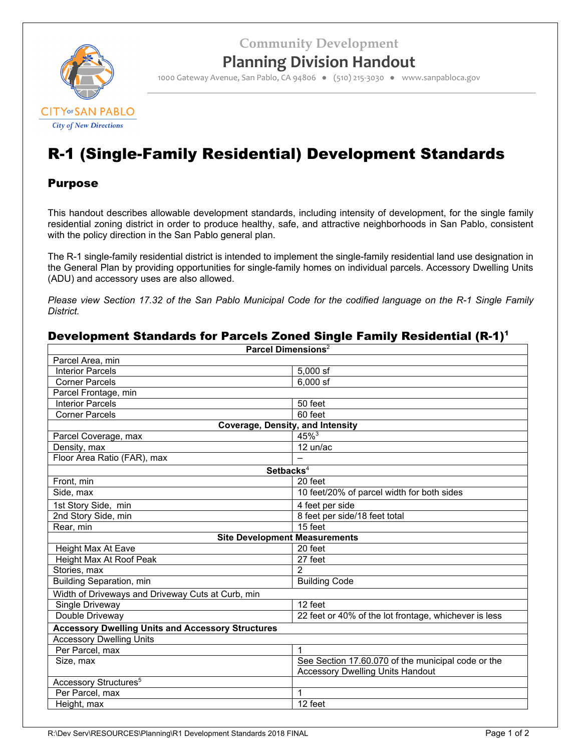Community Development

# Planning Division Handout

1000 Gateway Avenue, San Pablo, CA 94806 ● (510) 215-3030 ● www.sanpabloca.gov

CITY OF SAN PABLO
*City of New Directions*

# R-1 (Single-Family Residential) Development Standards

## Purpose

This handout describes allowable development standards, including intensity of development, for the single family residential zoning district in order to produce healthy, safe, and attractive neighborhoods in San Pablo, consistent with the policy direction in the San Pablo general plan.

The R-1 single-family residential district is intended to implement the single-family residential land use designation in the General Plan by providing opportunities for single-family homes on individual parcels. Accessory Dwelling Units (ADU) and accessory uses are also allowed.

*Please view Section 17.32 of the San Pablo Municipal Code for the codified language on the R-1 Single Family District.*

## Development Standards for Parcels Zoned Single Family Residential (R-1)[1]

| **Parcel Dimensions**[2] | |
|---|---|
| Parcel Area, min | |
| Interior Parcels | 5,000 sf |
| Corner Parcels | 6,000 sf |
| Parcel Frontage, min | |
| Interior Parcels | 50 feet |
| Corner Parcels | 60 feet |
| **Coverage, Density, and Intensity** | |
| Parcel Coverage, max | 45%[3] |
| Density, max | 12 un/ac |
| Floor Area Ratio (FAR), max | – |
| **Setbacks**[4] | |
| Front, min | 20 feet |
| Side, max | 10 feet/20% of parcel width for both sides |
| 1st Story Side, min | 4 feet per side |
| 2nd Story Side, min | 8 feet per side/18 feet total |
| Rear, min | 15 feet |
| **Site Development Measurements** | |
| Height Max At Eave | 20 feet |
| Height Max At Roof Peak | 27 feet |
| Stories, max | 2 |
| Building Separation, min | Building Code |
| Width of Driveways and Driveway Cuts at Curb, min | |
| Single Driveway | 12 feet |
| Double Driveway | 22 feet or 40% of the lot frontage, whichever is less |
| **Accessory Dwelling Units and Accessory Structures** | |
| Accessory Dwelling Units | |
| Per Parcel, max | 1 |
| Size, max | See Section 17.60.070 of the municipal code or the Accessory Dwelling Units Handout |
| Accessory Structures[5] | |
| Per Parcel, max | 1 |
| Height, max | 12 feet |

R:\Dev Serv\RESOURCES\Planning\R1 Development Standards 2018 FINAL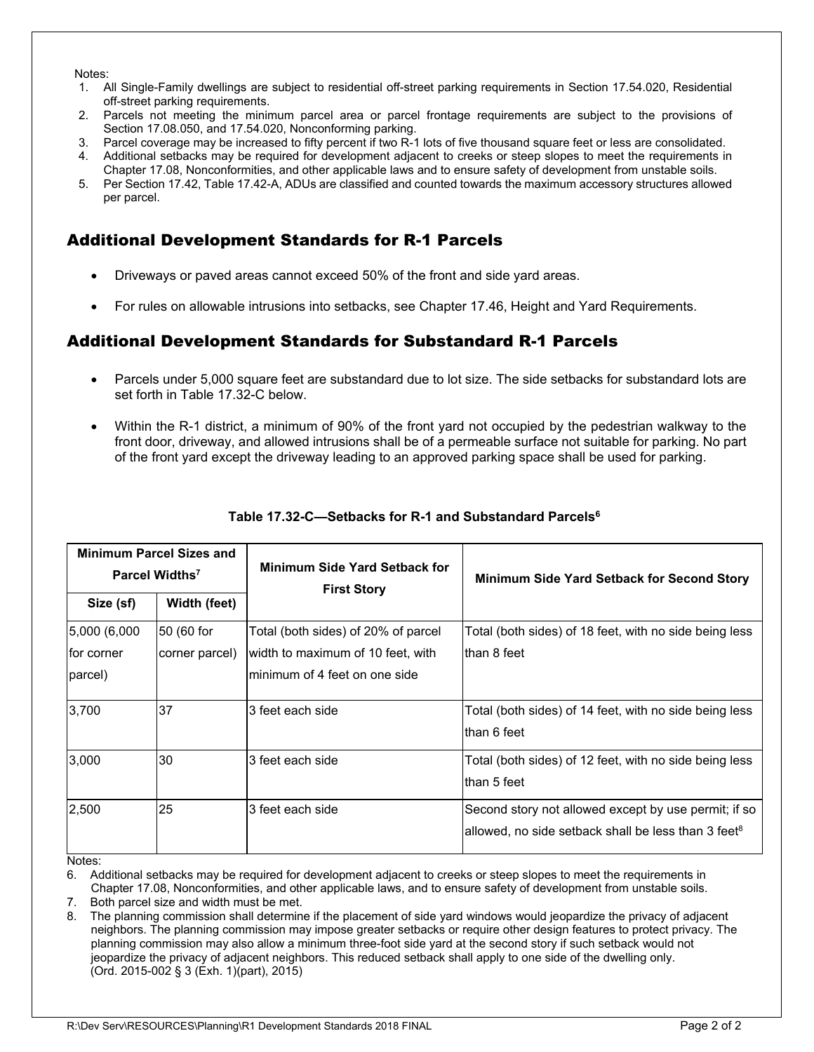Notes:

1. All Single-Family dwellings are subject to residential off-street parking requirements in Section 17.54.020, Residential off-street parking requirements.
2. Parcels not meeting the minimum parcel area or parcel frontage requirements are subject to the provisions of Section 17.08.050, and 17.54.020, Nonconforming parking.
3. Parcel coverage may be increased to fifty percent if two R-1 lots of five thousand square feet or less are consolidated.
4. Additional setbacks may be required for development adjacent to creeks or steep slopes to meet the requirements in Chapter 17.08, Nonconformities, and other applicable laws and to ensure safety of development from unstable soils.
5. Per Section 17.42, Table 17.42-A, ADUs are classified and counted towards the maximum accessory structures allowed per parcel.

## Additional Development Standards for R-1 Parcels

- Driveways or paved areas cannot exceed 50% of the front and side yard areas.
- For rules on allowable intrusions into setbacks, see Chapter 17.46, Height and Yard Requirements.

## Additional Development Standards for Substandard R-1 Parcels

- Parcels under 5,000 square feet are substandard due to lot size. The side setbacks for substandard lots are set forth in Table 17.32-C below.
- Within the R-1 district, a minimum of 90% of the front yard not occupied by the pedestrian walkway to the front door, driveway, and allowed intrusions shall be of a permeable surface not suitable for parking. No part of the front yard except the driveway leading to an approved parking space shall be used for parking.

**Table 17.32-C—Setbacks for R-1 and Substandard Parcels[6]**

| Minimum Parcel Sizes and Parcel Widths[7] | | Minimum Side Yard Setback for First Story | Minimum Side Yard Setback for Second Story |
|---|---|---|---|
| Size (sf) | Width (feet) | | |
| 5,000 (6,000 for corner parcel) | 50 (60 for corner parcel) | Total (both sides) of 20% of parcel width to maximum of 10 feet, with minimum of 4 feet on one side | Total (both sides) of 18 feet, with no side being less than 8 feet |
| 3,700 | 37 | 3 feet each side | Total (both sides) of 14 feet, with no side being less than 6 feet |
| 3,000 | 30 | 3 feet each side | Total (both sides) of 12 feet, with no side being less than 5 feet |
| 2,500 | 25 | 3 feet each side | Second story not allowed except by use permit; if so allowed, no side setback shall be less than 3 feet[8] |

Notes:

6. Additional setbacks may be required for development adjacent to creeks or steep slopes to meet the requirements in Chapter 17.08, Nonconformities, and other applicable laws, and to ensure safety of development from unstable soils.
7. Both parcel size and width must be met.
8. The planning commission shall determine if the placement of side yard windows would jeopardize the privacy of adjacent neighbors. The planning commission may impose greater setbacks or require other design features to protect privacy. The planning commission may also allow a minimum three-foot side yard at the second story if such setback would not jeopardize the privacy of adjacent neighbors. This reduced setback shall apply to one side of the dwelling only.
(Ord. 2015-002 § 3 (Exh. 1)(part), 2015)